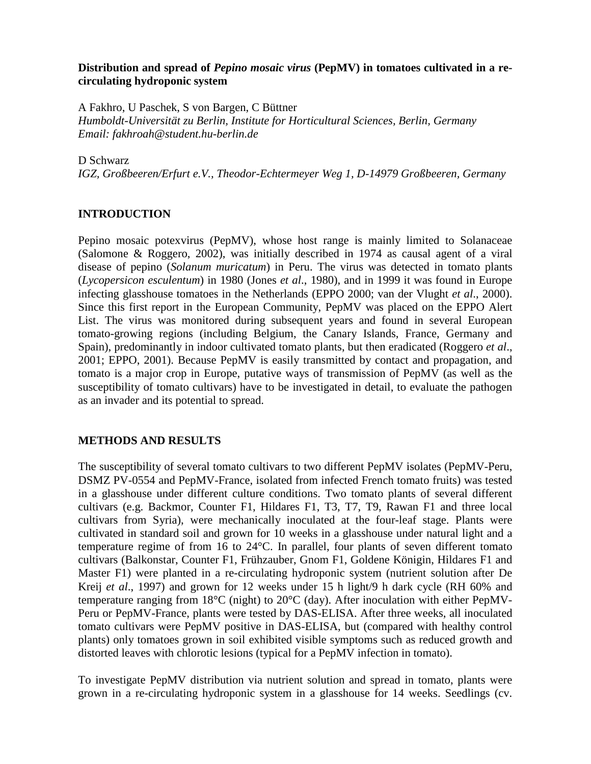# Distribution and spread of *Pepino mosaic virus* (PepMV) in tomatoes cultivated in a re-circulating hydroponic system

A Fakhro, U Paschek, S von Bargen, C Büttner
*Humboldt-Universität zu Berlin, Institute for Horticultural Sciences, Berlin, Germany*
*Email: fakhroah@student.hu-berlin.de*

D Schwarz
*IGZ, Großbeeren/Erfurt e.V., Theodor-Echtermeyer Weg 1, D-14979 Großbeeren, Germany*

## INTRODUCTION

Pepino mosaic potexvirus (PepMV), whose host range is mainly limited to Solanaceae (Salomone & Roggero, 2002), was initially described in 1974 as causal agent of a viral disease of pepino (*Solanum muricatum*) in Peru. The virus was detected in tomato plants (*Lycopersicon esculentum*) in 1980 (Jones *et al*., 1980), and in 1999 it was found in Europe infecting glasshouse tomatoes in the Netherlands (EPPO 2000; van der Vlught *et al*., 2000). Since this first report in the European Community, PepMV was placed on the EPPO Alert List. The virus was monitored during subsequent years and found in several European tomato-growing regions (including Belgium, the Canary Islands, France, Germany and Spain), predominantly in indoor cultivated tomato plants, but then eradicated (Roggero *et al*., 2001; EPPO, 2001). Because PepMV is easily transmitted by contact and propagation, and tomato is a major crop in Europe, putative ways of transmission of PepMV (as well as the susceptibility of tomato cultivars) have to be investigated in detail, to evaluate the pathogen as an invader and its potential to spread.

## METHODS AND RESULTS

The susceptibility of several tomato cultivars to two different PepMV isolates (PepMV-Peru, DSMZ PV-0554 and PepMV-France, isolated from infected French tomato fruits) was tested in a glasshouse under different culture conditions. Two tomato plants of several different cultivars (e.g. Backmor, Counter F1, Hildares F1, T3, T7, T9, Rawan F1 and three local cultivars from Syria), were mechanically inoculated at the four-leaf stage. Plants were cultivated in standard soil and grown for 10 weeks in a glasshouse under natural light and a temperature regime of from 16 to 24°C. In parallel, four plants of seven different tomato cultivars (Balkonstar, Counter F1, Frühzauber, Gnom F1, Goldene Königin, Hildares F1 and Master F1) were planted in a re-circulating hydroponic system (nutrient solution after De Kreij *et al*., 1997) and grown for 12 weeks under 15 h light/9 h dark cycle (RH 60% and temperature ranging from 18°C (night) to 20°C (day). After inoculation with either PepMV-Peru or PepMV-France, plants were tested by DAS-ELISA. After three weeks, all inoculated tomato cultivars were PepMV positive in DAS-ELISA, but (compared with healthy control plants) only tomatoes grown in soil exhibited visible symptoms such as reduced growth and distorted leaves with chlorotic lesions (typical for a PepMV infection in tomato).

To investigate PepMV distribution via nutrient solution and spread in tomato, plants were grown in a re-circulating hydroponic system in a glasshouse for 14 weeks. Seedlings (cv.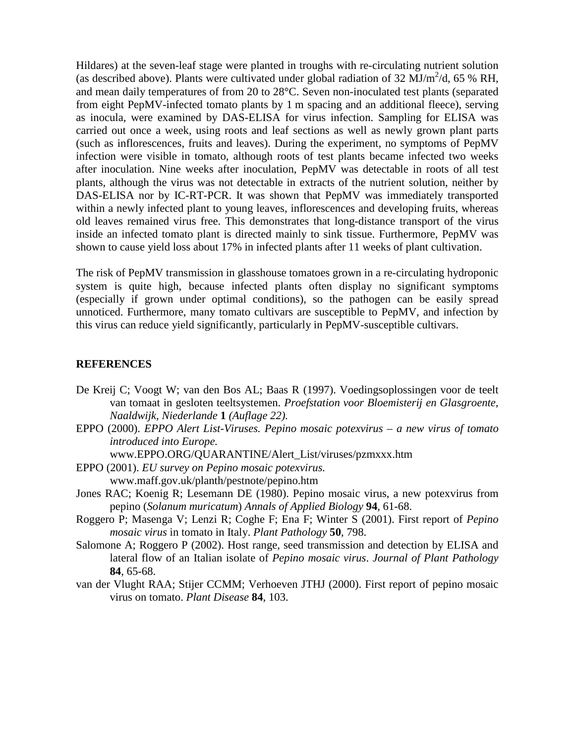Hildares) at the seven-leaf stage were planted in troughs with re-circulating nutrient solution (as described above). Plants were cultivated under global radiation of 32 $MJ/m^2/d$, 65 % RH, and mean daily temperatures of from 20 to 28°C. Seven non-inoculated test plants (separated from eight PepMV-infected tomato plants by 1 m spacing and an additional fleece), serving as inocula, were examined by DAS-ELISA for virus infection. Sampling for ELISA was carried out once a week, using roots and leaf sections as well as newly grown plant parts (such as inflorescences, fruits and leaves). During the experiment, no symptoms of PepMV infection were visible in tomato, although roots of test plants became infected two weeks after inoculation. Nine weeks after inoculation, PepMV was detectable in roots of all test plants, although the virus was not detectable in extracts of the nutrient solution, neither by DAS-ELISA nor by IC-RT-PCR. It was shown that PepMV was immediately transported within a newly infected plant to young leaves, inflorescences and developing fruits, whereas old leaves remained virus free. This demonstrates that long-distance transport of the virus inside an infected tomato plant is directed mainly to sink tissue. Furthermore, PepMV was shown to cause yield loss about 17% in infected plants after 11 weeks of plant cultivation.

The risk of PepMV transmission in glasshouse tomatoes grown in a re-circulating hydroponic system is quite high, because infected plants often display no significant symptoms (especially if grown under optimal conditions), so the pathogen can be easily spread unnoticed. Furthermore, many tomato cultivars are susceptible to PepMV, and infection by this virus can reduce yield significantly, particularly in PepMV-susceptible cultivars.

## REFERENCES

De Kreij C; Voogt W; van den Bos AL; Baas R (1997). Voedingsoplossingen voor de teelt van tomaat in gesloten teeltsystemen. *Proefstation voor Bloemisterij en Glasgroente, Naaldwijk, Niederlande* **1** *(Auflage 22).*

EPPO (2000). *EPPO Alert List-Viruses. Pepino mosaic potexvirus – a new virus of tomato introduced into Europe.* www.EPPO.ORG/QUARANTINE/Alert_List/viruses/pzmxxx.htm

EPPO (2001). *EU survey on Pepino mosaic potexvirus.* www.maff.gov.uk/planth/pestnote/pepino.htm

Jones RAC; Koenig R; Lesemann DE (1980). Pepino mosaic virus, a new potexvirus from pepino (*Solanum muricatum*) *Annals of Applied Biology* **94**, 61-68.

Roggero P; Masenga V; Lenzi R; Coghe F; Ena F; Winter S (2001). First report of *Pepino mosaic virus* in tomato in Italy. *Plant Pathology* **50**, 798.

Salomone A; Roggero P (2002). Host range, seed transmission and detection by ELISA and lateral flow of an Italian isolate of *Pepino mosaic virus*. *Journal of Plant Pathology* **84**, 65-68.

van der Vlught RAA; Stijer CCMM; Verhoeven JTHJ (2000). First report of pepino mosaic virus on tomato. *Plant Disease* **84**, 103.